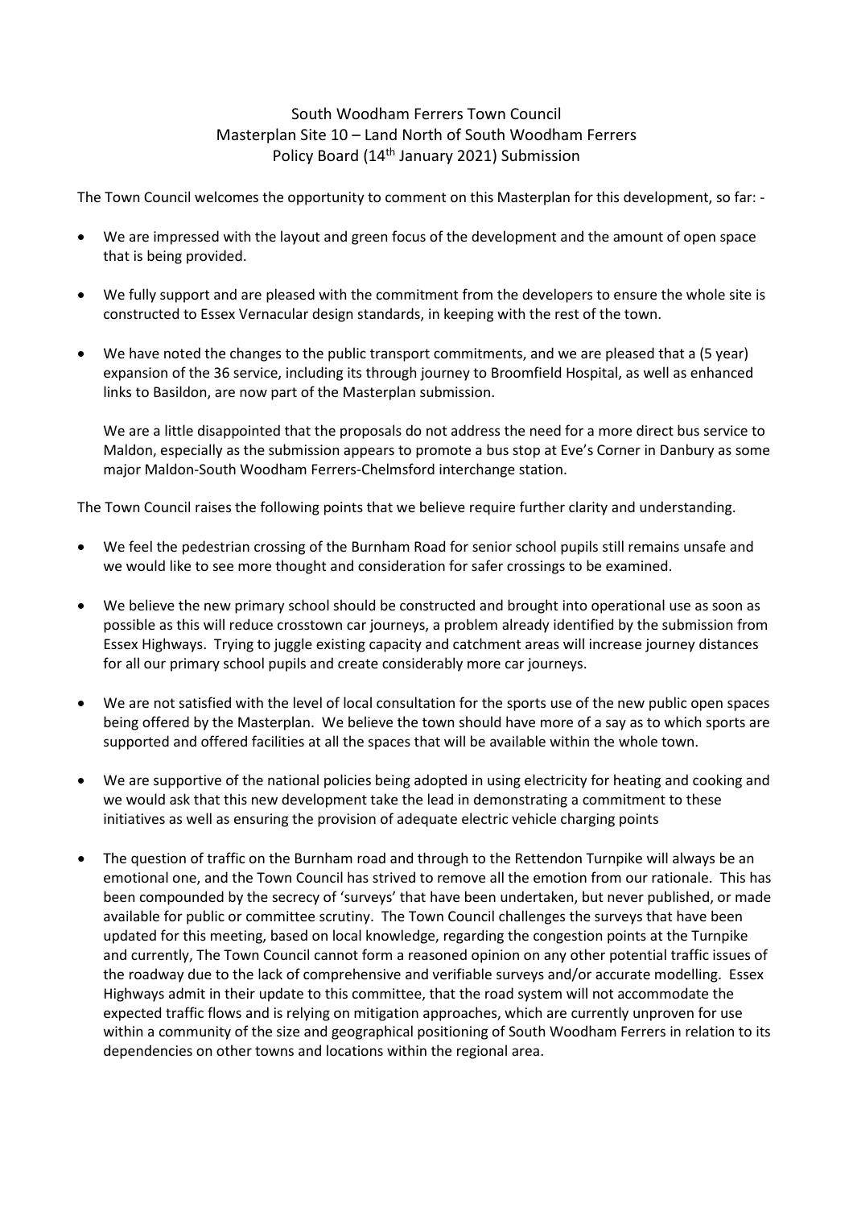# South Woodham Ferrers Town Council
## Masterplan Site 10 – Land North of South Woodham Ferrers
### Policy Board (14th January 2021) Submission

The Town Council welcomes the opportunity to comment on this Masterplan for this development, so far: -

- We are impressed with the layout and green focus of the development and the amount of open space that is being provided.

- We fully support and are pleased with the commitment from the developers to ensure the whole site is constructed to Essex Vernacular design standards, in keeping with the rest of the town.

- We have noted the changes to the public transport commitments, and we are pleased that a (5 year) expansion of the 36 service, including its through journey to Broomfield Hospital, as well as enhanced links to Basildon, are now part of the Masterplan submission.

  We are a little disappointed that the proposals do not address the need for a more direct bus service to Maldon, especially as the submission appears to promote a bus stop at Eve's Corner in Danbury as some major Maldon-South Woodham Ferrers-Chelmsford interchange station.

The Town Council raises the following points that we believe require further clarity and understanding.

- We feel the pedestrian crossing of the Burnham Road for senior school pupils still remains unsafe and we would like to see more thought and consideration for safer crossings to be examined.

- We believe the new primary school should be constructed and brought into operational use as soon as possible as this will reduce crosstown car journeys, a problem already identified by the submission from Essex Highways. Trying to juggle existing capacity and catchment areas will increase journey distances for all our primary school pupils and create considerably more car journeys.

- We are not satisfied with the level of local consultation for the sports use of the new public open spaces being offered by the Masterplan. We believe the town should have more of a say as to which sports are supported and offered facilities at all the spaces that will be available within the whole town.

- We are supportive of the national policies being adopted in using electricity for heating and cooking and we would ask that this new development take the lead in demonstrating a commitment to these initiatives as well as ensuring the provision of adequate electric vehicle charging points

- The question of traffic on the Burnham road and through to the Rettendon Turnpike will always be an emotional one, and the Town Council has strived to remove all the emotion from our rationale. This has been compounded by the secrecy of 'surveys' that have been undertaken, but never published, or made available for public or committee scrutiny. The Town Council challenges the surveys that have been updated for this meeting, based on local knowledge, regarding the congestion points at the Turnpike and currently, The Town Council cannot form a reasoned opinion on any other potential traffic issues of the roadway due to the lack of comprehensive and verifiable surveys and/or accurate modelling. Essex Highways admit in their update to this committee, that the road system will not accommodate the expected traffic flows and is relying on mitigation approaches, which are currently unproven for use within a community of the size and geographical positioning of South Woodham Ferrers in relation to its dependencies on other towns and locations within the regional area.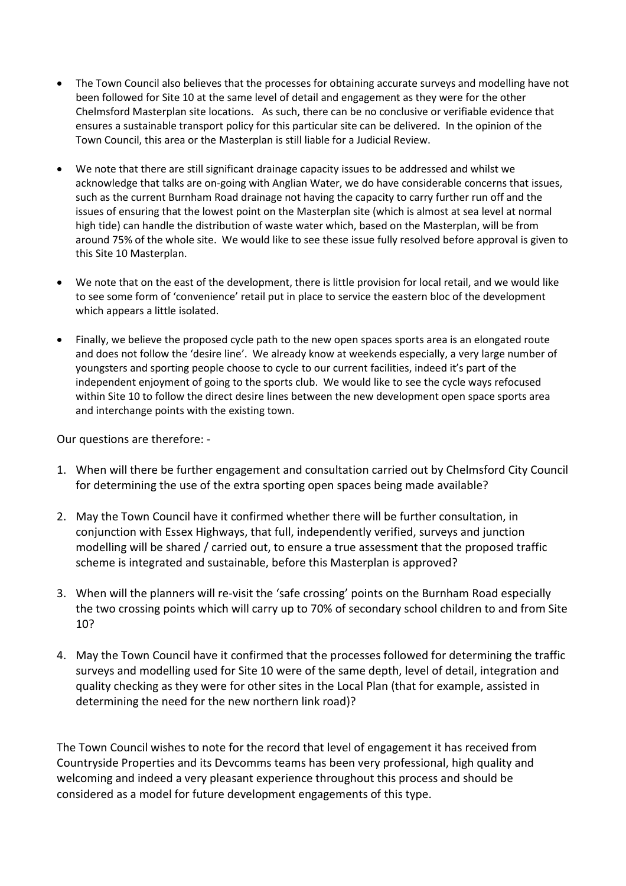- The Town Council also believes that the processes for obtaining accurate surveys and modelling have not been followed for Site 10 at the same level of detail and engagement as they were for the other Chelmsford Masterplan site locations. As such, there can be no conclusive or verifiable evidence that ensures a sustainable transport policy for this particular site can be delivered. In the opinion of the Town Council, this area or the Masterplan is still liable for a Judicial Review.

- We note that there are still significant drainage capacity issues to be addressed and whilst we acknowledge that talks are on-going with Anglian Water, we do have considerable concerns that issues, such as the current Burnham Road drainage not having the capacity to carry further run off and the issues of ensuring that the lowest point on the Masterplan site (which is almost at sea level at normal high tide) can handle the distribution of waste water which, based on the Masterplan, will be from around 75% of the whole site. We would like to see these issue fully resolved before approval is given to this Site 10 Masterplan.

- We note that on the east of the development, there is little provision for local retail, and we would like to see some form of 'convenience' retail put in place to service the eastern bloc of the development which appears a little isolated.

- Finally, we believe the proposed cycle path to the new open spaces sports area is an elongated route and does not follow the 'desire line'. We already know at weekends especially, a very large number of youngsters and sporting people choose to cycle to our current facilities, indeed it's part of the independent enjoyment of going to the sports club. We would like to see the cycle ways refocused within Site 10 to follow the direct desire lines between the new development open space sports area and interchange points with the existing town.

Our questions are therefore: -

1. When will there be further engagement and consultation carried out by Chelmsford City Council for determining the use of the extra sporting open spaces being made available?

2. May the Town Council have it confirmed whether there will be further consultation, in conjunction with Essex Highways, that full, independently verified, surveys and junction modelling will be shared / carried out, to ensure a true assessment that the proposed traffic scheme is integrated and sustainable, before this Masterplan is approved?

3. When will the planners will re-visit the 'safe crossing' points on the Burnham Road especially the two crossing points which will carry up to 70% of secondary school children to and from Site 10?

4. May the Town Council have it confirmed that the processes followed for determining the traffic surveys and modelling used for Site 10 were of the same depth, level of detail, integration and quality checking as they were for other sites in the Local Plan (that for example, assisted in determining the need for the new northern link road)?

The Town Council wishes to note for the record that level of engagement it has received from Countryside Properties and its Devcomms teams has been very professional, high quality and welcoming and indeed a very pleasant experience throughout this process and should be considered as a model for future development engagements of this type.